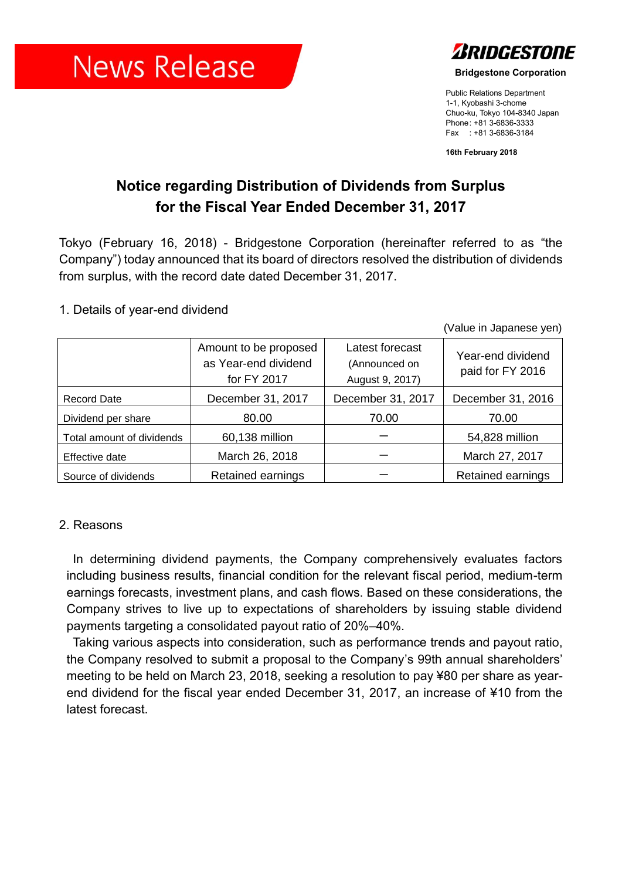News Release

**BRIDGESTONE**

**Bridgestone Corporation**

Public Relations Department
1-1, Kyobashi 3-chome
Chuo-ku, Tokyo 104-8340 Japan
Phone: +81 3-6836-3333
Fax : +81 3-6836-3184

**16th February 2018**

# Notice regarding Distribution of Dividends from Surplus for the Fiscal Year Ended December 31, 2017

Tokyo (February 16, 2018) - Bridgestone Corporation (hereinafter referred to as "the Company") today announced that its board of directors resolved the distribution of dividends from surplus, with the record date dated December 31, 2017.

1. Details of year-end dividend

(Value in Japanese yen)

| | Amount to be proposed as Year-end dividend for FY 2017 | Latest forecast (Announced on August 9, 2017) | Year-end dividend paid for FY 2016 |
|---|---|---|---|
| Record Date | December 31, 2017 | December 31, 2017 | December 31, 2016 |
| Dividend per share | 80.00 | 70.00 | 70.00 |
| Total amount of dividends | 60,138 million | ― | 54,828 million |
| Effective date | March 26, 2018 | ― | March 27, 2017 |
| Source of dividends | Retained earnings | ― | Retained earnings |

2. Reasons

In determining dividend payments, the Company comprehensively evaluates factors including business results, financial condition for the relevant fiscal period, medium-term earnings forecasts, investment plans, and cash flows. Based on these considerations, the Company strives to live up to expectations of shareholders by issuing stable dividend payments targeting a consolidated payout ratio of 20%–40%.

Taking various aspects into consideration, such as performance trends and payout ratio, the Company resolved to submit a proposal to the Company's 99th annual shareholders' meeting to be held on March 23, 2018, seeking a resolution to pay ¥80 per share as year-end dividend for the fiscal year ended December 31, 2017, an increase of ¥10 from the latest forecast.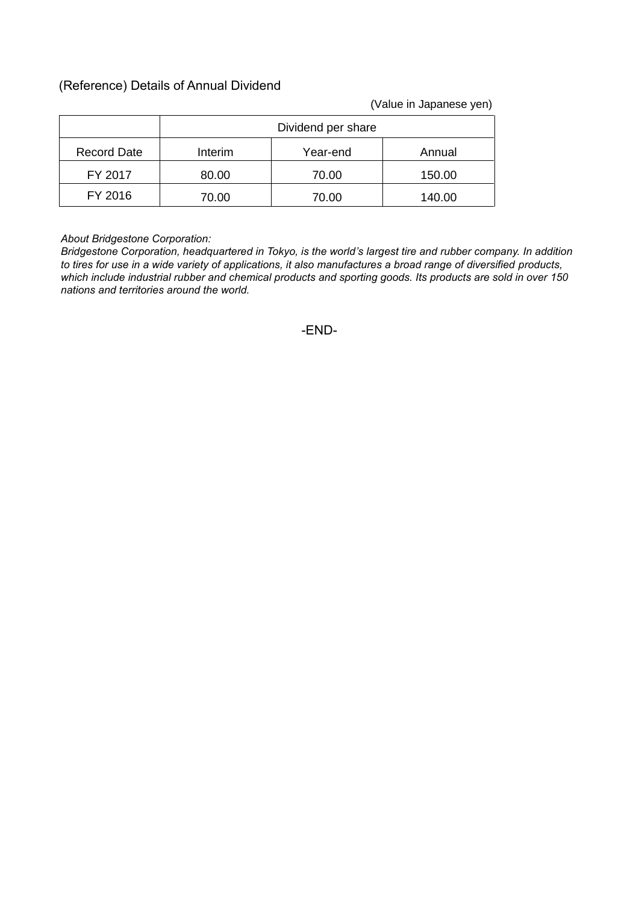(Reference) Details of Annual Dividend

(Value in Japanese yen)

| | Dividend per share | | |
|---|---|---|---|
| Record Date | Interim | Year-end | Annual |
| FY 2017 | 80.00 | 70.00 | 150.00 |
| FY 2016 | 70.00 | 70.00 | 140.00 |

*About Bridgestone Corporation:*
*Bridgestone Corporation, headquartered in Tokyo, is the world's largest tire and rubber company. In addition to tires for use in a wide variety of applications, it also manufactures a broad range of diversified products, which include industrial rubber and chemical products and sporting goods. Its products are sold in over 150 nations and territories around the world.*

-END-